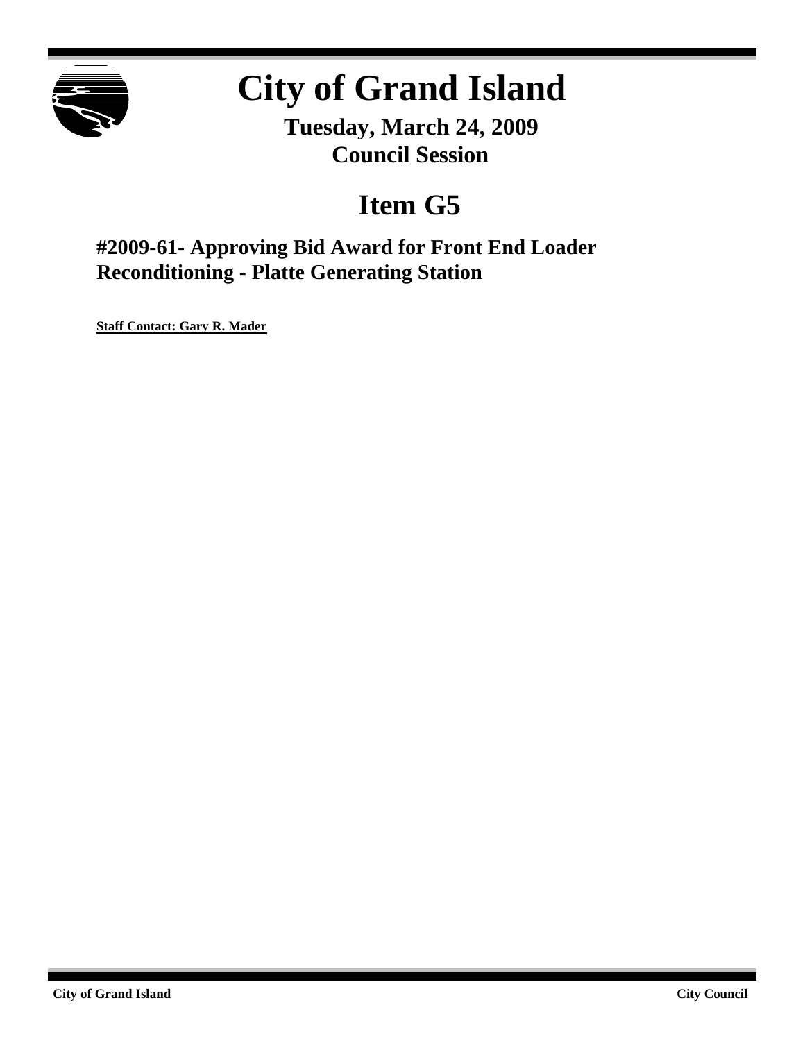# City of Grand Island

**Tuesday, March 24, 2009**
**Council Session**

## Item G5

### #2009-61- Approving Bid Award for Front End Loader Reconditioning - Platte Generating Station

**Staff Contact: Gary R. Mader**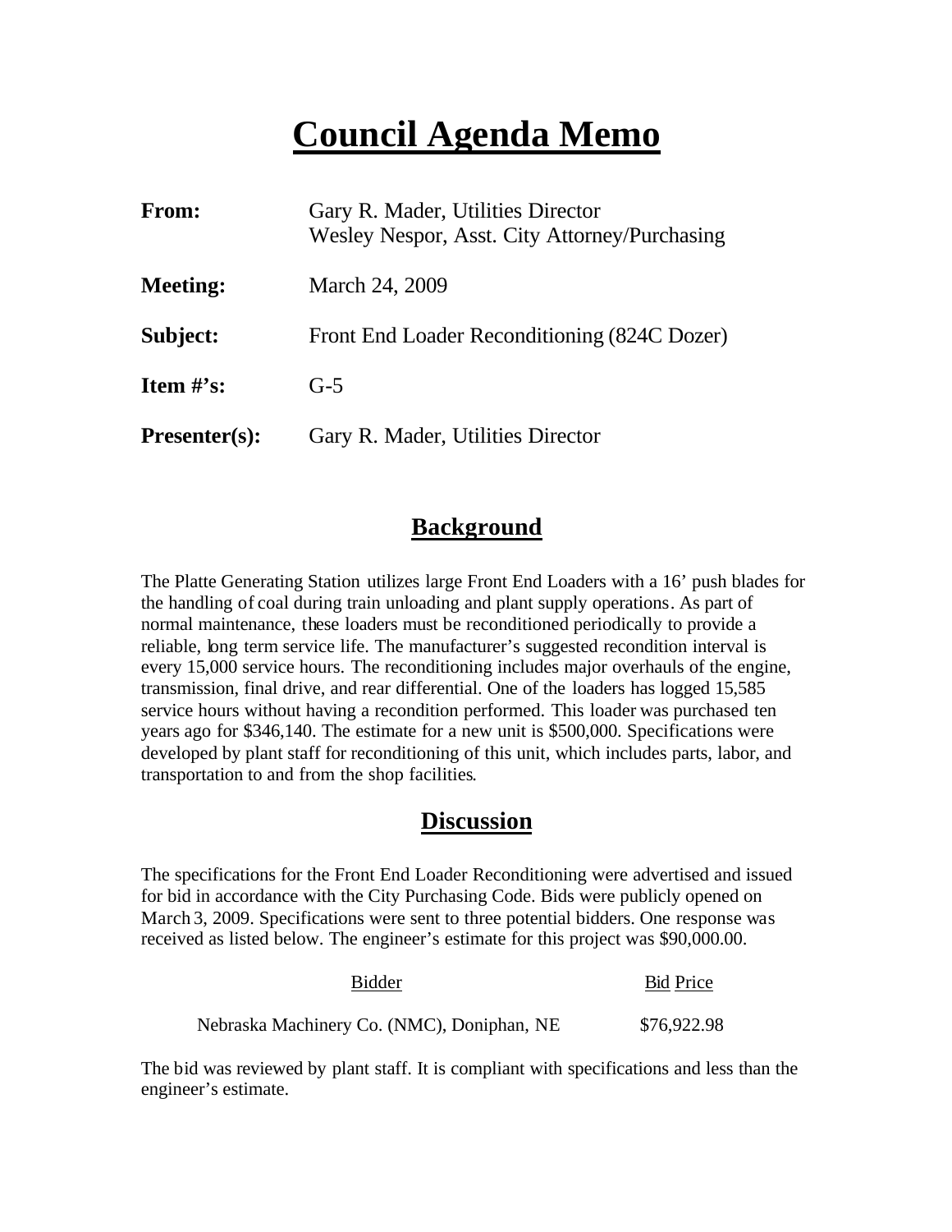# Council Agenda Memo

| | |
|---|---|
| **From:** | Gary R. Mader, Utilities Director<br>Wesley Nespor, Asst. City Attorney/Purchasing |
| **Meeting:** | March 24, 2009 |
| **Subject:** | Front End Loader Reconditioning (824C Dozer) |
| **Item #'s:** | G-5 |
| **Presenter(s):** | Gary R. Mader, Utilities Director |

## Background

The Platte Generating Station utilizes large Front End Loaders with a 16' push blades for the handling of coal during train unloading and plant supply operations. As part of normal maintenance, these loaders must be reconditioned periodically to provide a reliable, long term service life. The manufacturer's suggested recondition interval is every 15,000 service hours. The reconditioning includes major overhauls of the engine, transmission, final drive, and rear differential. One of the loaders has logged 15,585 service hours without having a recondition performed. This loader was purchased ten years ago for $346,140. The estimate for a new unit is $500,000. Specifications were developed by plant staff for reconditioning of this unit, which includes parts, labor, and transportation to and from the shop facilities.

## Discussion

The specifications for the Front End Loader Reconditioning were advertised and issued for bid in accordance with the City Purchasing Code. Bids were publicly opened on March 3, 2009. Specifications were sent to three potential bidders. One response was received as listed below. The engineer's estimate for this project was $90,000.00.

| Bidder | Bid Price |
|---|---|
| Nebraska Machinery Co. (NMC), Doniphan, NE | $76,922.98 |

The bid was reviewed by plant staff. It is compliant with specifications and less than the engineer's estimate.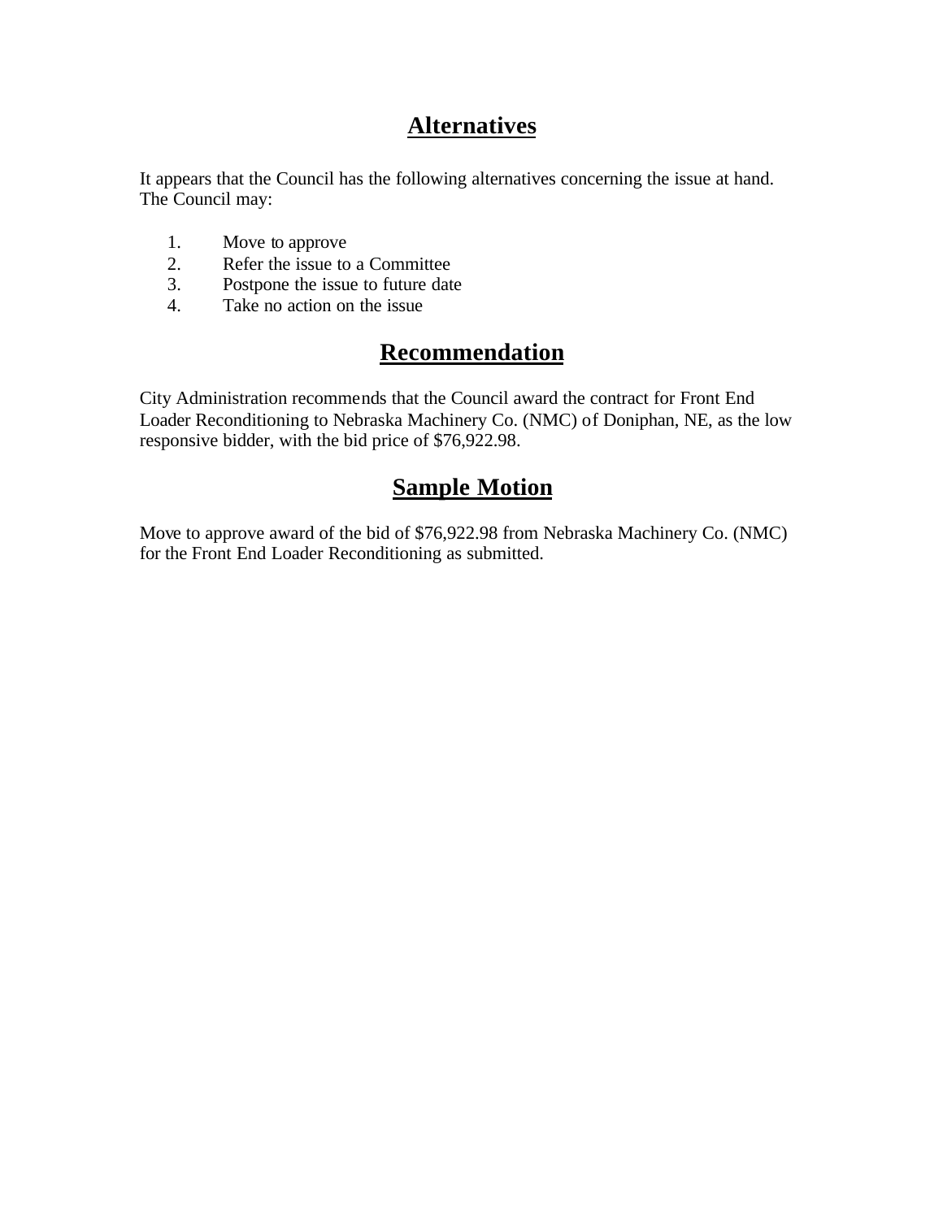## Alternatives

It appears that the Council has the following alternatives concerning the issue at hand. The Council may:

1. Move to approve
2. Refer the issue to a Committee
3. Postpone the issue to future date
4. Take no action on the issue

## Recommendation

City Administration recommends that the Council award the contract for Front End Loader Reconditioning to Nebraska Machinery Co. (NMC) of Doniphan, NE, as the low responsive bidder, with the bid price of $76,922.98.

## Sample Motion

Move to approve award of the bid of $76,922.98 from Nebraska Machinery Co. (NMC) for the Front End Loader Reconditioning as submitted.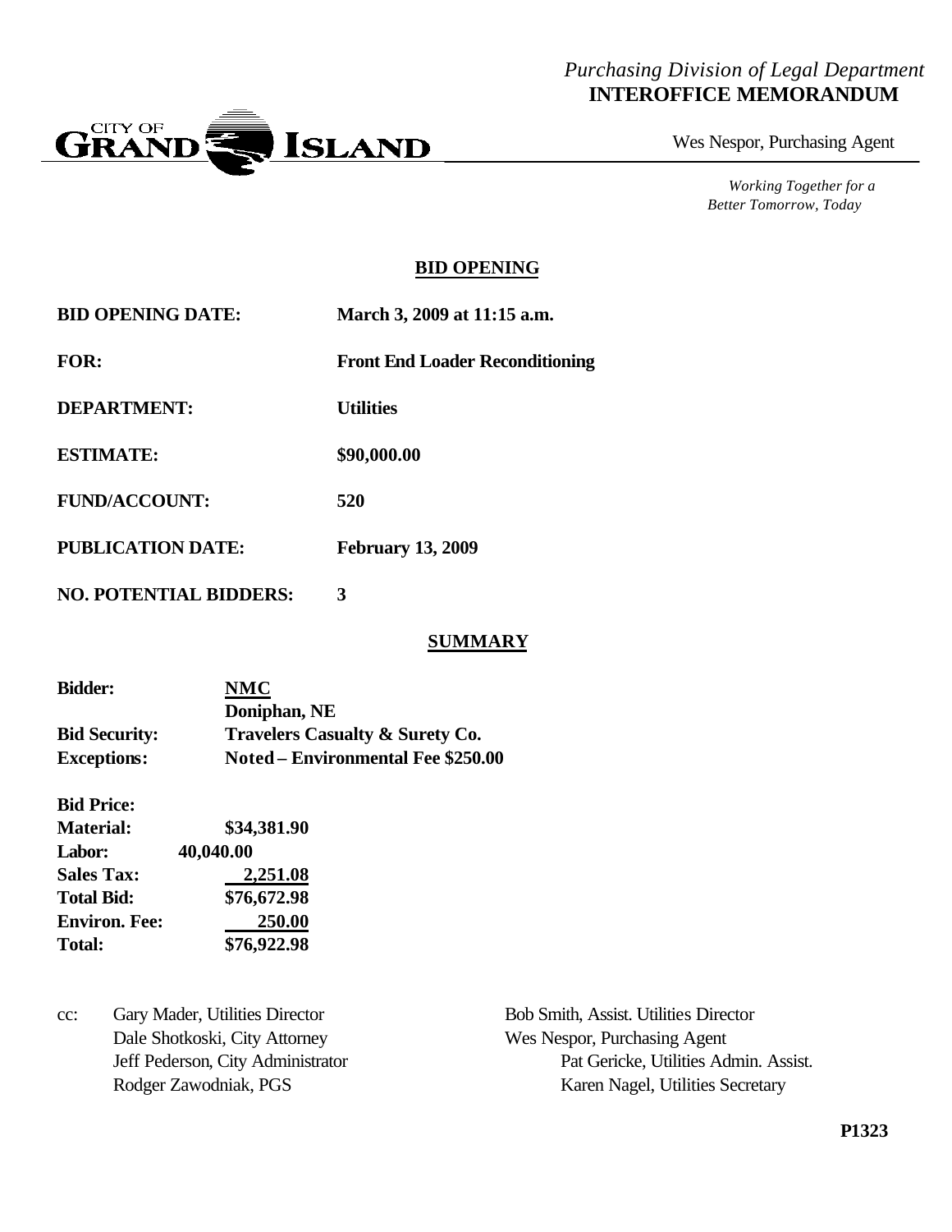*Purchasing Division of Legal Department*
**INTEROFFICE MEMORANDUM**

CITY OF GRAND ISLAND

Wes Nespor, Purchasing Agent

*Working Together for a Better Tomorrow, Today*

## BID OPENING

| | |
|---|---|
| **BID OPENING DATE:** | **March 3, 2009 at 11:15 a.m.** |
| **FOR:** | **Front End Loader Reconditioning** |
| **DEPARTMENT:** | **Utilities** |
| **ESTIMATE:** | **$90,000.00** |
| **FUND/ACCOUNT:** | **520** |
| **PUBLICATION DATE:** | **February 13, 2009** |
| **NO. POTENTIAL BIDDERS:** | **3** |

## SUMMARY

| | |
|---|---|
| **Bidder:** | **NMC** |
| | **Doniphan, NE** |
| **Bid Security:** | **Travelers Casualty & Surety Co.** |
| **Exceptions:** | **Noted – Environmental Fee $250.00** |

**Bid Price:**

| | |
|---|---|
| **Material:** | **$34,381.90** |
| **Labor:** | **40,040.00** |
| **Sales Tax:** | **2,251.08** |
| **Total Bid:** | **$76,672.98** |
| **Environ. Fee:** | **250.00** |
| **Total:** | **$76,922.98** |

cc: Gary Mader, Utilities Director
Dale Shotkoski, City Attorney
Jeff Pederson, City Administrator
Rodger Zawodniak, PGS
Bob Smith, Assist. Utilities Director
Wes Nespor, Purchasing Agent
Pat Gericke, Utilities Admin. Assist.
Karen Nagel, Utilities Secretary

**P1323**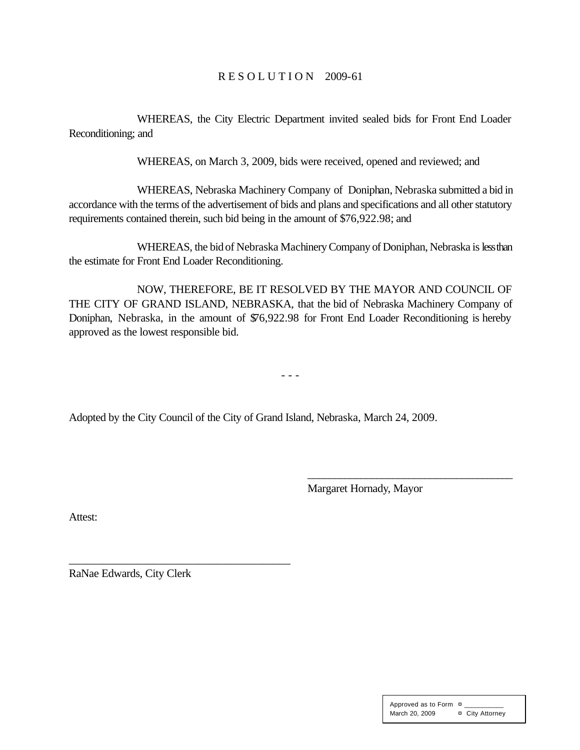# R E S O L U T I O N 2009-61

WHEREAS, the City Electric Department invited sealed bids for Front End Loader Reconditioning; and

WHEREAS, on March 3, 2009, bids were received, opened and reviewed; and

WHEREAS, Nebraska Machinery Company of Doniphan, Nebraska submitted a bid in accordance with the terms of the advertisement of bids and plans and specifications and all other statutory requirements contained therein, such bid being in the amount of $76,922.98; and

WHEREAS, the bid of Nebraska Machinery Company of Doniphan, Nebraska is less than the estimate for Front End Loader Reconditioning.

NOW, THEREFORE, BE IT RESOLVED BY THE MAYOR AND COUNCIL OF THE CITY OF GRAND ISLAND, NEBRASKA, that the bid of Nebraska Machinery Company of Doniphan, Nebraska, in the amount of $76,922.98 for Front End Loader Reconditioning is hereby approved as the lowest responsible bid.

\- - -

Adopted by the City Council of the City of Grand Island, Nebraska, March 24, 2009.

_______________________________________
Margaret Hornady, Mayor

Attest:

_______________________________________
RaNae Edwards, City Clerk

Approved as to Form ¤ __________
March 20, 2009 ¤ City Attorney